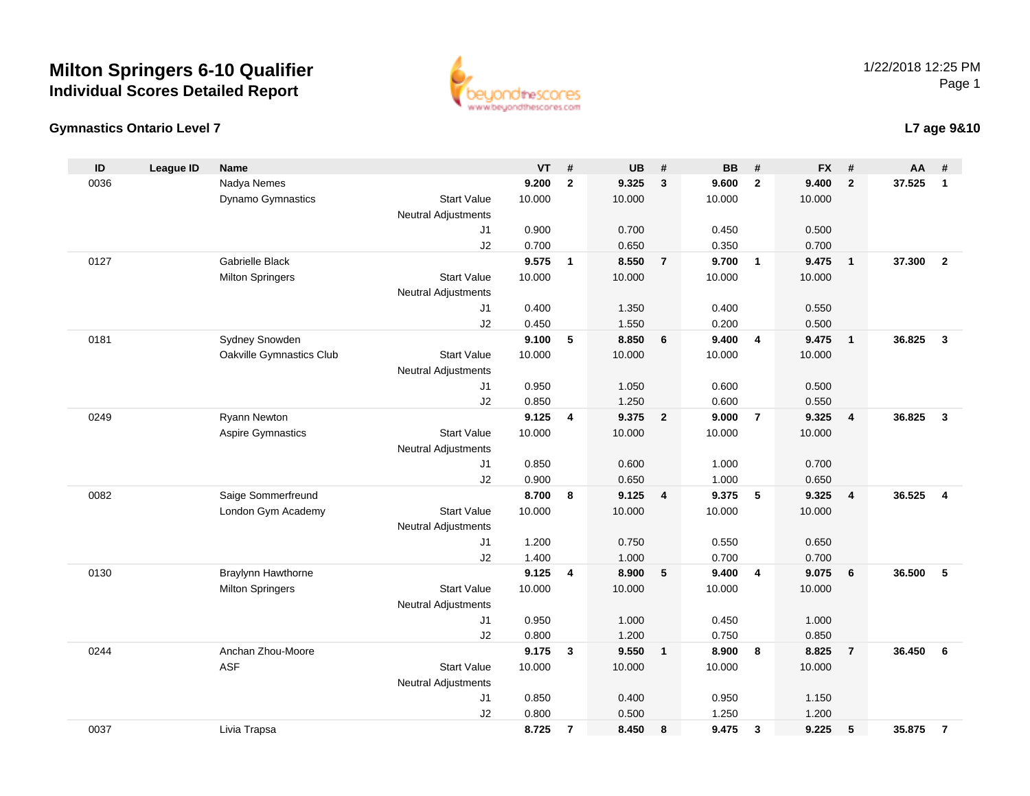# Milton Springers 6-10 Qualifier
## Individual Scores Detailed Report

1/22/2018 12:25 PM

### Gymnastics Ontario Level 7

**L7 age 9&10**

| ID | League ID | Name | | VT | # | UB | # | BB | # | FX | # | AA | # |
|---|---|---|---|---|---|---|---|---|---|---|---|---|---|
| 0036 | | Nadya Nemes | | **9.200** | **2** | **9.325** | **3** | **9.600** | **2** | **9.400** | **2** | **37.525** | **1** |
| | | Dynamo Gymnastics | Start Value | 10.000 | | 10.000 | | 10.000 | | 10.000 | | | |
| | | | Neutral Adjustments | | | | | | | | | | |
| | | | J1 | 0.900 | | 0.700 | | 0.450 | | 0.500 | | | |
| | | | J2 | 0.700 | | 0.650 | | 0.350 | | 0.700 | | | |
| 0127 | | Gabrielle Black | | **9.575** | **1** | **8.550** | **7** | **9.700** | **1** | **9.475** | **1** | **37.300** | **2** |
| | | Milton Springers | Start Value | 10.000 | | 10.000 | | 10.000 | | 10.000 | | | |
| | | | Neutral Adjustments | | | | | | | | | | |
| | | | J1 | 0.400 | | 1.350 | | 0.400 | | 0.550 | | | |
| | | | J2 | 0.450 | | 1.550 | | 0.200 | | 0.500 | | | |
| 0181 | | Sydney Snowden | | **9.100** | **5** | **8.850** | **6** | **9.400** | **4** | **9.475** | **1** | **36.825** | **3** |
| | | Oakville Gymnastics Club | Start Value | 10.000 | | 10.000 | | 10.000 | | 10.000 | | | |
| | | | Neutral Adjustments | | | | | | | | | | |
| | | | J1 | 0.950 | | 1.050 | | 0.600 | | 0.500 | | | |
| | | | J2 | 0.850 | | 1.250 | | 0.600 | | 0.550 | | | |
| 0249 | | Ryann Newton | | **9.125** | **4** | **9.375** | **2** | **9.000** | **7** | **9.325** | **4** | **36.825** | **3** |
| | | Aspire Gymnastics | Start Value | 10.000 | | 10.000 | | 10.000 | | 10.000 | | | |
| | | | Neutral Adjustments | | | | | | | | | | |
| | | | J1 | 0.850 | | 0.600 | | 1.000 | | 0.700 | | | |
| | | | J2 | 0.900 | | 0.650 | | 1.000 | | 0.650 | | | |
| 0082 | | Saige Sommerfreund | | **8.700** | **8** | **9.125** | **4** | **9.375** | **5** | **9.325** | **4** | **36.525** | **4** |
| | | London Gym Academy | Start Value | 10.000 | | 10.000 | | 10.000 | | 10.000 | | | |
| | | | Neutral Adjustments | | | | | | | | | | |
| | | | J1 | 1.200 | | 0.750 | | 0.550 | | 0.650 | | | |
| | | | J2 | 1.400 | | 1.000 | | 0.700 | | 0.700 | | | |
| 0130 | | Braylynn Hawthorne | | **9.125** | **4** | **8.900** | **5** | **9.400** | **4** | **9.075** | **6** | **36.500** | **5** |
| | | Milton Springers | Start Value | 10.000 | | 10.000 | | 10.000 | | 10.000 | | | |
| | | | Neutral Adjustments | | | | | | | | | | |
| | | | J1 | 0.950 | | 1.000 | | 0.450 | | 1.000 | | | |
| | | | J2 | 0.800 | | 1.200 | | 0.750 | | 0.850 | | | |
| 0244 | | Anchan Zhou-Moore | | **9.175** | **3** | **9.550** | **1** | **8.900** | **8** | **8.825** | **7** | **36.450** | **6** |
| | | ASF | Start Value | 10.000 | | 10.000 | | 10.000 | | 10.000 | | | |
| | | | Neutral Adjustments | | | | | | | | | | |
| | | | J1 | 0.850 | | 0.400 | | 0.950 | | 1.150 | | | |
| | | | J2 | 0.800 | | 0.500 | | 1.250 | | 1.200 | | | |
| 0037 | | Livia Trapsa | | **8.725** | **7** | **8.450** | **8** | **9.475** | **3** | **9.225** | **5** | **35.875** | **7** |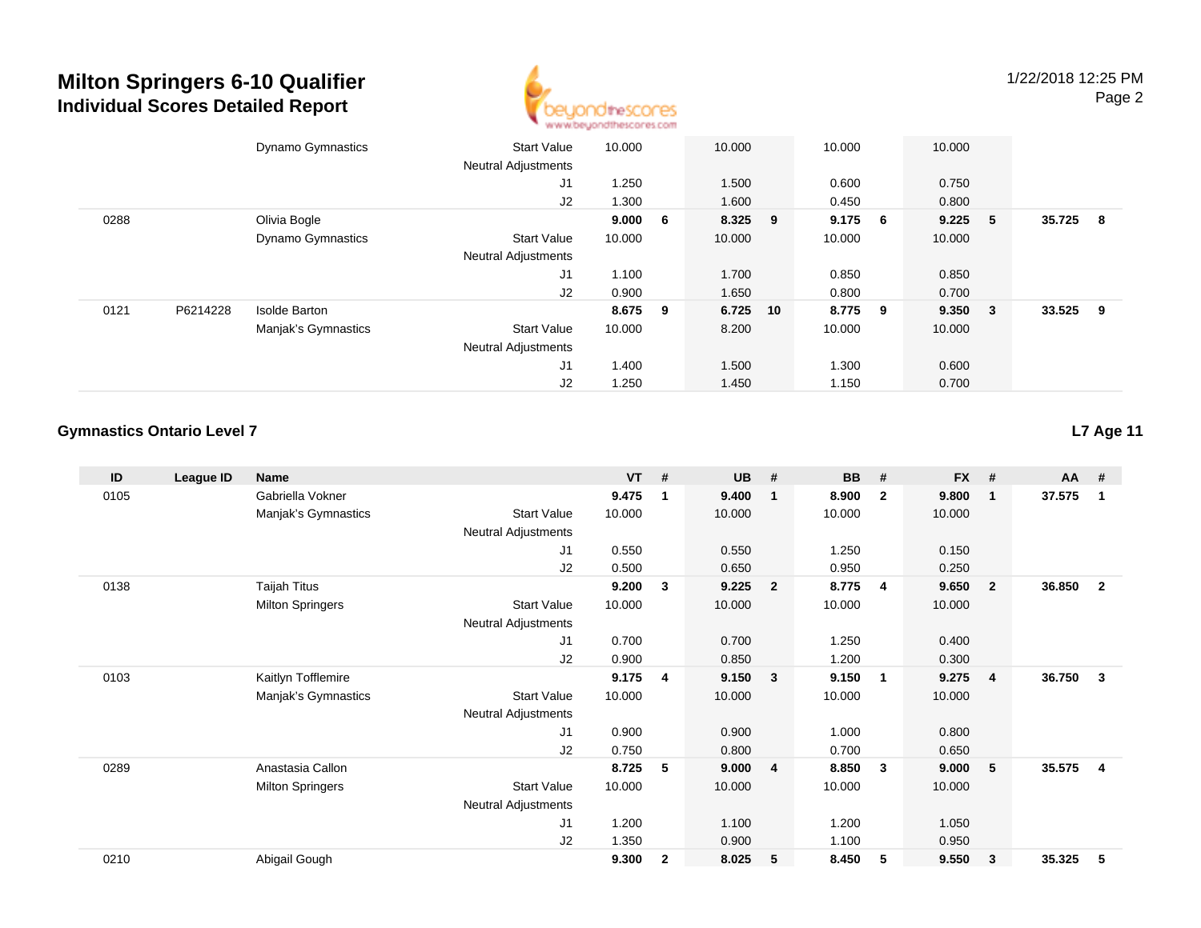# Milton Springers 6-10 Qualifier
## Individual Scores Detailed Report

| ID | League ID | Name | | VT | # | UB | # | BB | # | FX | # | AA | # |
|---|---|---|---|---|---|---|---|---|---|---|---|---|---|
| | | Dynamo Gymnastics | Start Value | 10.000 | | 10.000 | | 10.000 | | 10.000 | | | |
| | | | Neutral Adjustments | | | | | | | | | | |
| | | | J1 | 1.250 | | 1.500 | | 0.600 | | 0.750 | | | |
| | | | J2 | 1.300 | | 1.600 | | 0.450 | | 0.800 | | | |
| 0288 | | Olivia Bogle | | **9.000** | **6** | **8.325** | **9** | **9.175** | **6** | **9.225** | **5** | **35.725** | **8** |
| | | Dynamo Gymnastics | Start Value | 10.000 | | 10.000 | | 10.000 | | 10.000 | | | |
| | | | Neutral Adjustments | | | | | | | | | | |
| | | | J1 | 1.100 | | 1.700 | | 0.850 | | 0.850 | | | |
| | | | J2 | 0.900 | | 1.650 | | 0.800 | | 0.700 | | | |
| 0121 | P6214228 | Isolde Barton | | **8.675** | **9** | **6.725** | **10** | **8.775** | **9** | **9.350** | **3** | **33.525** | **9** |
| | | Manjak's Gymnastics | Start Value | 10.000 | | 8.200 | | 10.000 | | 10.000 | | | |
| | | | Neutral Adjustments | | | | | | | | | | |
| | | | J1 | 1.400 | | 1.500 | | 1.300 | | 0.600 | | | |
| | | | J2 | 1.250 | | 1.450 | | 1.150 | | 0.700 | | | |

### Gymnastics Ontario Level 7

**L7 Age 11**

| ID | League ID | Name | | VT | # | UB | # | BB | # | FX | # | AA | # |
|---|---|---|---|---|---|---|---|---|---|---|---|---|---|
| 0105 | | Gabriella Vokner | | **9.475** | **1** | **9.400** | **1** | **8.900** | **2** | **9.800** | **1** | **37.575** | **1** |
| | | Manjak's Gymnastics | Start Value | 10.000 | | 10.000 | | 10.000 | | 10.000 | | | |
| | | | Neutral Adjustments | | | | | | | | | | |
| | | | J1 | 0.550 | | 0.550 | | 1.250 | | 0.150 | | | |
| | | | J2 | 0.500 | | 0.650 | | 0.950 | | 0.250 | | | |
| 0138 | | Taijah Titus | | **9.200** | **3** | **9.225** | **2** | **8.775** | **4** | **9.650** | **2** | **36.850** | **2** |
| | | Milton Springers | Start Value | 10.000 | | 10.000 | | 10.000 | | 10.000 | | | |
| | | | Neutral Adjustments | | | | | | | | | | |
| | | | J1 | 0.700 | | 0.700 | | 1.250 | | 0.400 | | | |
| | | | J2 | 0.900 | | 0.850 | | 1.200 | | 0.300 | | | |
| 0103 | | Kaitlyn Tofflemire | | **9.175** | **4** | **9.150** | **3** | **9.150** | **1** | **9.275** | **4** | **36.750** | **3** |
| | | Manjak's Gymnastics | Start Value | 10.000 | | 10.000 | | 10.000 | | 10.000 | | | |
| | | | Neutral Adjustments | | | | | | | | | | |
| | | | J1 | 0.900 | | 0.900 | | 1.000 | | 0.800 | | | |
| | | | J2 | 0.750 | | 0.800 | | 0.700 | | 0.650 | | | |
| 0289 | | Anastasia Callon | | **8.725** | **5** | **9.000** | **4** | **8.850** | **3** | **9.000** | **5** | **35.575** | **4** |
| | | Milton Springers | Start Value | 10.000 | | 10.000 | | 10.000 | | 10.000 | | | |
| | | | Neutral Adjustments | | | | | | | | | | |
| | | | J1 | 1.200 | | 1.100 | | 1.200 | | 1.050 | | | |
| | | | J2 | 1.350 | | 0.900 | | 1.100 | | 0.950 | | | |
| 0210 | | Abigail Gough | | **9.300** | **2** | **8.025** | **5** | **8.450** | **5** | **9.550** | **3** | **35.325** | **5** |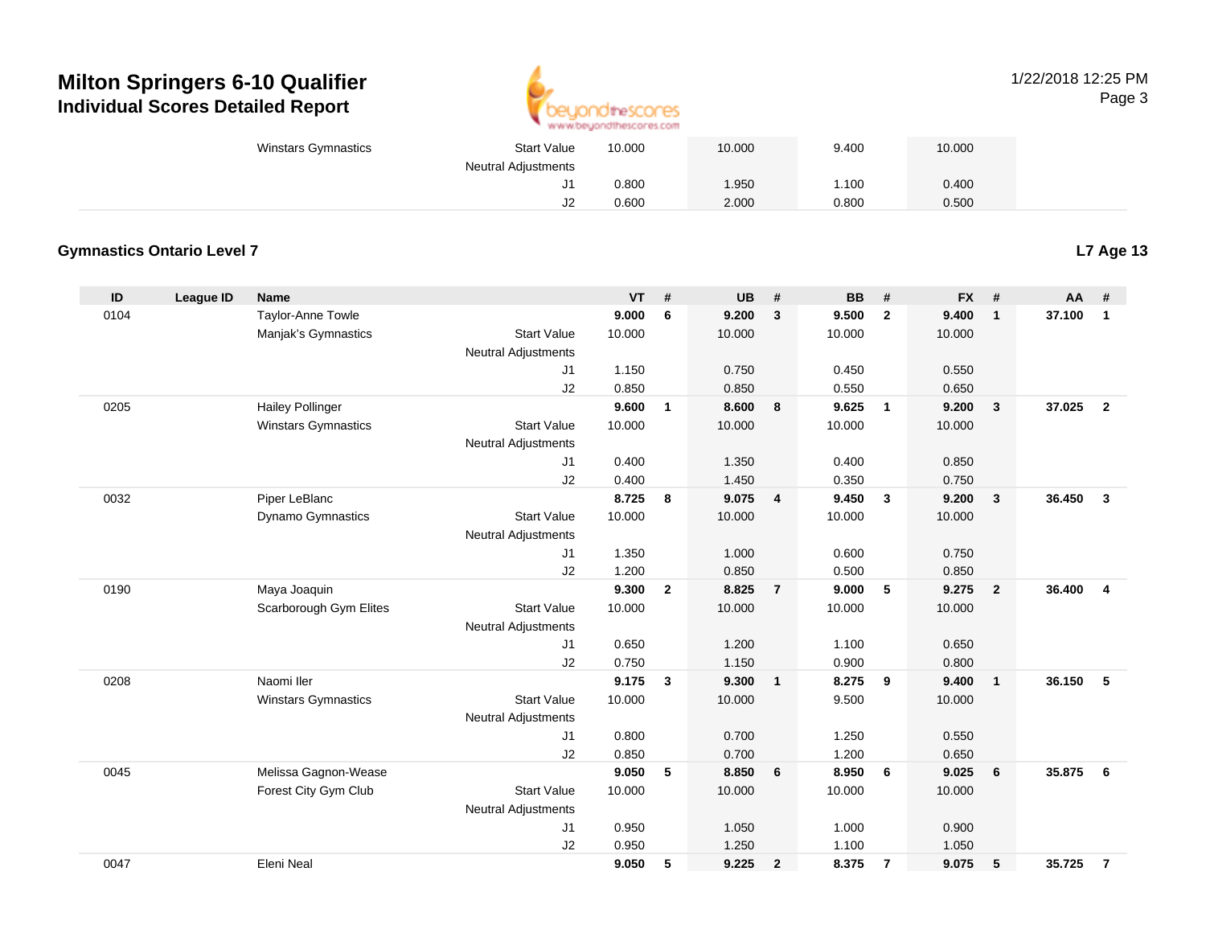# Milton Springers 6-10 Qualifier
## Individual Scores Detailed Report

1/22/2018 12:25 PM

| | | | | | VT | # | UB | # | BB | # | FX | # | AA | # |
|---|---|---|---|---|---|---|---|---|---|---|---|---|---|---|
| | | Winstars Gymnastics | Start Value | | 10.000 | | 10.000 | | 9.400 | | 10.000 | | | |
| | | | Neutral Adjustments | | | | | | | | | | | |
| | | | J1 | | 0.800 | | 1.950 | | 1.100 | | 0.400 | | | |
| | | | J2 | | 0.600 | | 2.000 | | 0.800 | | 0.500 | | | |

### Gymnastics Ontario Level 7

**L7 Age 13**

| ID | League ID | Name | | VT | # | UB | # | BB | # | FX | # | AA | # |
|---|---|---|---|---|---|---|---|---|---|---|---|---|---|
| 0104 | | Taylor-Anne Towle | | **9.000** | **6** | **9.200** | **3** | **9.500** | **2** | **9.400** | **1** | **37.100** | **1** |
| | | Manjak's Gymnastics | Start Value | 10.000 | | 10.000 | | 10.000 | | 10.000 | | | |
| | | | Neutral Adjustments | | | | | | | | | | |
| | | | J1 | 1.150 | | 0.750 | | 0.450 | | 0.550 | | | |
| | | | J2 | 0.850 | | 0.850 | | 0.550 | | 0.650 | | | |
| 0205 | | Hailey Pollinger | | **9.600** | **1** | **8.600** | **8** | **9.625** | **1** | **9.200** | **3** | **37.025** | **2** |
| | | Winstars Gymnastics | Start Value | 10.000 | | 10.000 | | 10.000 | | 10.000 | | | |
| | | | Neutral Adjustments | | | | | | | | | | |
| | | | J1 | 0.400 | | 1.350 | | 0.400 | | 0.850 | | | |
| | | | J2 | 0.400 | | 1.450 | | 0.350 | | 0.750 | | | |
| 0032 | | Piper LeBlanc | | **8.725** | **8** | **9.075** | **4** | **9.450** | **3** | **9.200** | **3** | **36.450** | **3** |
| | | Dynamo Gymnastics | Start Value | 10.000 | | 10.000 | | 10.000 | | 10.000 | | | |
| | | | Neutral Adjustments | | | | | | | | | | |
| | | | J1 | 1.350 | | 1.000 | | 0.600 | | 0.750 | | | |
| | | | J2 | 1.200 | | 0.850 | | 0.500 | | 0.850 | | | |
| 0190 | | Maya Joaquin | | **9.300** | **2** | **8.825** | **7** | **9.000** | **5** | **9.275** | **2** | **36.400** | **4** |
| | | Scarborough Gym Elites | Start Value | 10.000 | | 10.000 | | 10.000 | | 10.000 | | | |
| | | | Neutral Adjustments | | | | | | | | | | |
| | | | J1 | 0.650 | | 1.200 | | 1.100 | | 0.650 | | | |
| | | | J2 | 0.750 | | 1.150 | | 0.900 | | 0.800 | | | |
| 0208 | | Naomi Iler | | **9.175** | **3** | **9.300** | **1** | **8.275** | **9** | **9.400** | **1** | **36.150** | **5** |
| | | Winstars Gymnastics | Start Value | 10.000 | | 10.000 | | 9.500 | | 10.000 | | | |
| | | | Neutral Adjustments | | | | | | | | | | |
| | | | J1 | 0.800 | | 0.700 | | 1.250 | | 0.550 | | | |
| | | | J2 | 0.850 | | 0.700 | | 1.200 | | 0.650 | | | |
| 0045 | | Melissa Gagnon-Wease | | **9.050** | **5** | **8.850** | **6** | **8.950** | **6** | **9.025** | **6** | **35.875** | **6** |
| | | Forest City Gym Club | Start Value | 10.000 | | 10.000 | | 10.000 | | 10.000 | | | |
| | | | Neutral Adjustments | | | | | | | | | | |
| | | | J1 | 0.950 | | 1.050 | | 1.000 | | 0.900 | | | |
| | | | J2 | 0.950 | | 1.250 | | 1.100 | | 1.050 | | | |
| 0047 | | Eleni Neal | | **9.050** | **5** | **9.225** | **2** | **8.375** | **7** | **9.075** | **5** | **35.725** | **7** |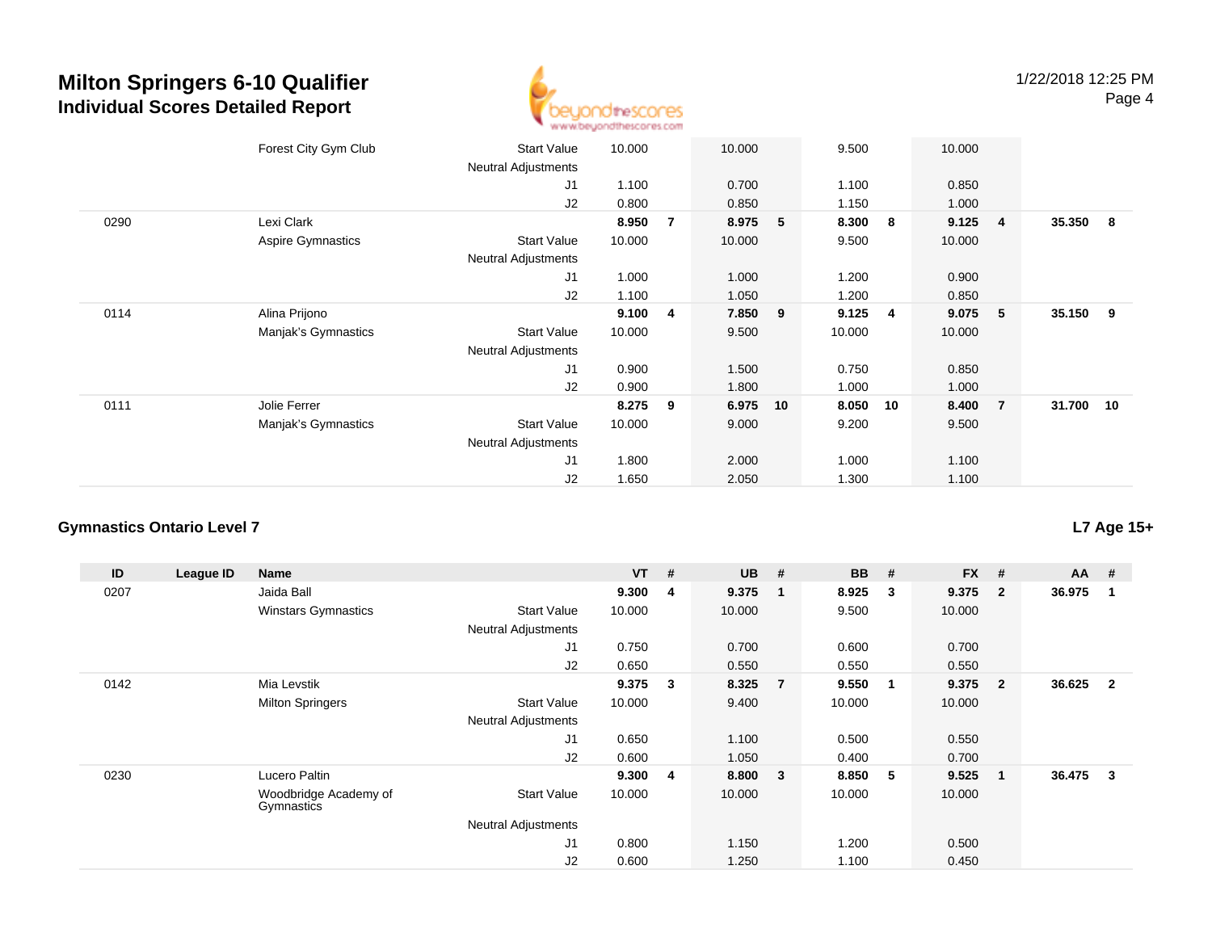# Milton Springers 6-10 Qualifier
## Individual Scores Detailed Report

| ID | League ID | Name | | VT | # | UB | # | BB | # | FX | # | AA | # |
|---|---|---|---|---|---|---|---|---|---|---|---|---|---|
| | | Forest City Gym Club | Start Value | 10.000 | | 10.000 | | 9.500 | | 10.000 | | | |
| | | | Neutral Adjustments | | | | | | | | | | |
| | | | J1 | 1.100 | | 0.700 | | 1.100 | | 0.850 | | | |
| | | | J2 | 0.800 | | 0.850 | | 1.150 | | 1.000 | | | |
| 0290 | | Lexi Clark | | **8.950** | **7** | **8.975** | **5** | **8.300** | **8** | **9.125** | **4** | **35.350** | **8** |
| | | Aspire Gymnastics | Start Value | 10.000 | | 10.000 | | 9.500 | | 10.000 | | | |
| | | | Neutral Adjustments | | | | | | | | | | |
| | | | J1 | 1.000 | | 1.000 | | 1.200 | | 0.900 | | | |
| | | | J2 | 1.100 | | 1.050 | | 1.200 | | 0.850 | | | |
| 0114 | | Alina Prijono | | **9.100** | **4** | **7.850** | **9** | **9.125** | **4** | **9.075** | **5** | **35.150** | **9** |
| | | Manjak's Gymnastics | Start Value | 10.000 | | 9.500 | | 10.000 | | 10.000 | | | |
| | | | Neutral Adjustments | | | | | | | | | | |
| | | | J1 | 0.900 | | 1.500 | | 0.750 | | 0.850 | | | |
| | | | J2 | 0.900 | | 1.800 | | 1.000 | | 1.000 | | | |
| 0111 | | Jolie Ferrer | | **8.275** | **9** | **6.975** | **10** | **8.050** | **10** | **8.400** | **7** | **31.700** | **10** |
| | | Manjak's Gymnastics | Start Value | 10.000 | | 9.000 | | 9.200 | | 9.500 | | | |
| | | | Neutral Adjustments | | | | | | | | | | |
| | | | J1 | 1.800 | | 2.000 | | 1.000 | | 1.100 | | | |
| | | | J2 | 1.650 | | 2.050 | | 1.300 | | 1.100 | | | |

### Gymnastics Ontario Level 7

**L7 Age 15+**

| ID | League ID | Name | | VT | # | UB | # | BB | # | FX | # | AA | # |
|---|---|---|---|---|---|---|---|---|---|---|---|---|---|
| 0207 | | Jaida Ball | | **9.300** | **4** | **9.375** | **1** | **8.925** | **3** | **9.375** | **2** | **36.975** | **1** |
| | | Winstars Gymnastics | Start Value | 10.000 | | 10.000 | | 9.500 | | 10.000 | | | |
| | | | Neutral Adjustments | | | | | | | | | | |
| | | | J1 | 0.750 | | 0.700 | | 0.600 | | 0.700 | | | |
| | | | J2 | 0.650 | | 0.550 | | 0.550 | | 0.550 | | | |
| 0142 | | Mia Levstik | | **9.375** | **3** | **8.325** | **7** | **9.550** | **1** | **9.375** | **2** | **36.625** | **2** |
| | | Milton Springers | Start Value | 10.000 | | 9.400 | | 10.000 | | 10.000 | | | |
| | | | Neutral Adjustments | | | | | | | | | | |
| | | | J1 | 0.650 | | 1.100 | | 0.500 | | 0.550 | | | |
| | | | J2 | 0.600 | | 1.050 | | 0.400 | | 0.700 | | | |
| 0230 | | Lucero Paltin | | **9.300** | **4** | **8.800** | **3** | **8.850** | **5** | **9.525** | **1** | **36.475** | **3** |
| | | Woodbridge Academy of Gymnastics | Start Value | 10.000 | | 10.000 | | 10.000 | | 10.000 | | | |
| | | | Neutral Adjustments | | | | | | | | | | |
| | | | J1 | 0.800 | | 1.150 | | 1.200 | | 0.500 | | | |
| | | | J2 | 0.600 | | 1.250 | | 1.100 | | 0.450 | | | |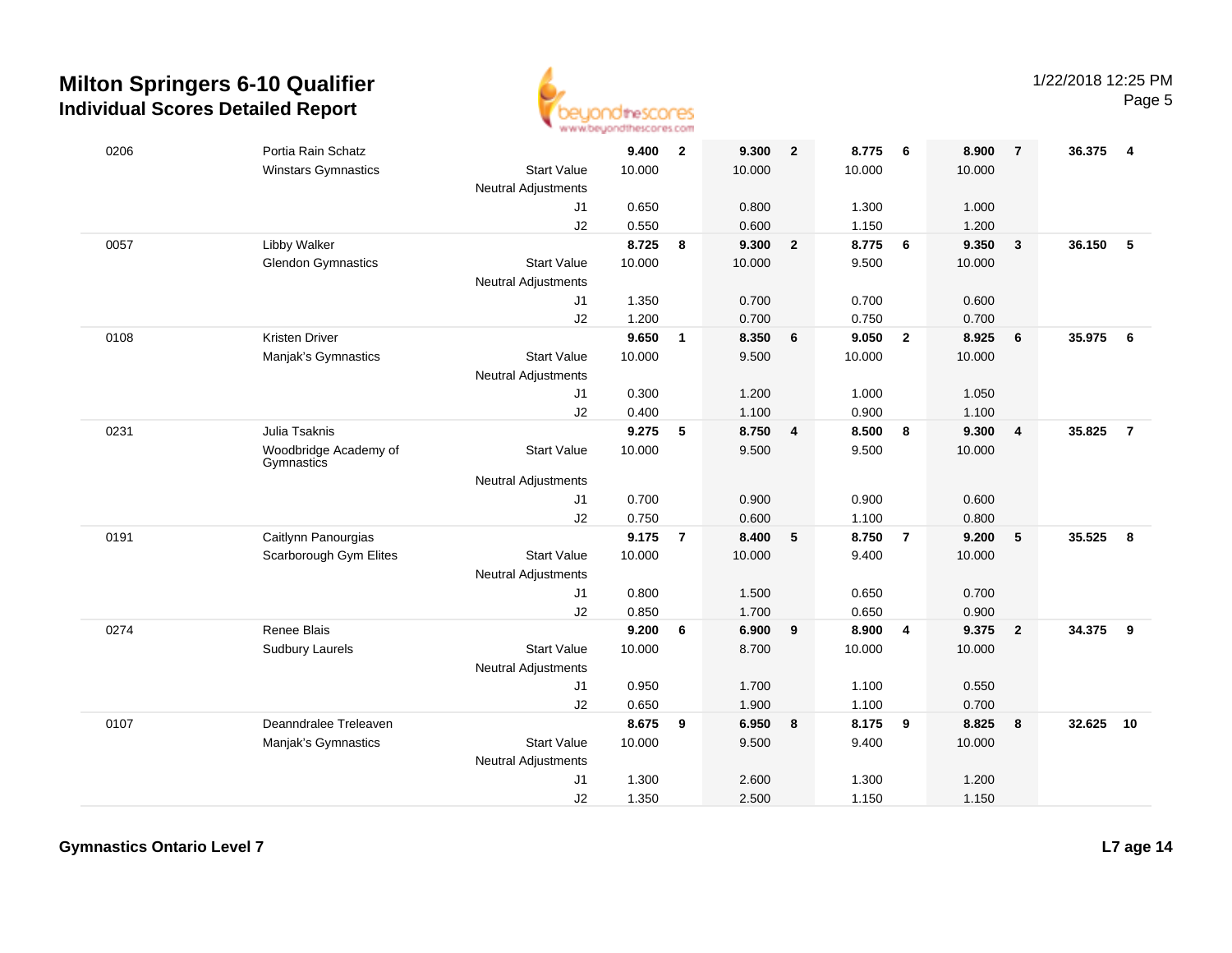# Milton Springers 6-10 Qualifier
## Individual Scores Detailed Report

1/22/2018 12:25 PM

| ID | Name / Club | | Vault | Rank | Bars | Rank | Beam | Rank | Floor | Rank | AA | Rank |
|---|---|---|---|---|---|---|---|---|---|---|---|---|
| 0206 | Portia Rain Schatz | | **9.400** | **2** | **9.300** | **2** | **8.775** | **6** | **8.900** | **7** | **36.375** | **4** |
| | Winstars Gymnastics | Start Value | 10.000 | | 10.000 | | 10.000 | | 10.000 | | | |
| | | Neutral Adjustments | | | | | | | | | | |
| | | J1 | 0.650 | | 0.800 | | 1.300 | | 1.000 | | | |
| | | J2 | 0.550 | | 0.600 | | 1.150 | | 1.200 | | | |
| 0057 | Libby Walker | | **8.725** | **8** | **9.300** | **2** | **8.775** | **6** | **9.350** | **3** | **36.150** | **5** |
| | Glendon Gymnastics | Start Value | 10.000 | | 10.000 | | 9.500 | | 10.000 | | | |
| | | Neutral Adjustments | | | | | | | | | | |
| | | J1 | 1.350 | | 0.700 | | 0.700 | | 0.600 | | | |
| | | J2 | 1.200 | | 0.700 | | 0.750 | | 0.700 | | | |
| 0108 | Kristen Driver | | **9.650** | **1** | **8.350** | **6** | **9.050** | **2** | **8.925** | **6** | **35.975** | **6** |
| | Manjak's Gymnastics | Start Value | 10.000 | | 9.500 | | 10.000 | | 10.000 | | | |
| | | Neutral Adjustments | | | | | | | | | | |
| | | J1 | 0.300 | | 1.200 | | 1.000 | | 1.050 | | | |
| | | J2 | 0.400 | | 1.100 | | 0.900 | | 1.100 | | | |
| 0231 | Julia Tsaknis | | **9.275** | **5** | **8.750** | **4** | **8.500** | **8** | **9.300** | **4** | **35.825** | **7** |
| | Woodbridge Academy of Gymnastics | Start Value | 10.000 | | 9.500 | | 9.500 | | 10.000 | | | |
| | | Neutral Adjustments | | | | | | | | | | |
| | | J1 | 0.700 | | 0.900 | | 0.900 | | 0.600 | | | |
| | | J2 | 0.750 | | 0.600 | | 1.100 | | 0.800 | | | |
| 0191 | Caitlynn Panourgias | | **9.175** | **7** | **8.400** | **5** | **8.750** | **7** | **9.200** | **5** | **35.525** | **8** |
| | Scarborough Gym Elites | Start Value | 10.000 | | 10.000 | | 9.400 | | 10.000 | | | |
| | | Neutral Adjustments | | | | | | | | | | |
| | | J1 | 0.800 | | 1.500 | | 0.650 | | 0.700 | | | |
| | | J2 | 0.850 | | 1.700 | | 0.650 | | 0.900 | | | |
| 0274 | Renee Blais | | **9.200** | **6** | **6.900** | **9** | **8.900** | **4** | **9.375** | **2** | **34.375** | **9** |
| | Sudbury Laurels | Start Value | 10.000 | | 8.700 | | 10.000 | | 10.000 | | | |
| | | Neutral Adjustments | | | | | | | | | | |
| | | J1 | 0.950 | | 1.700 | | 1.100 | | 0.550 | | | |
| | | J2 | 0.650 | | 1.900 | | 1.100 | | 0.700 | | | |
| 0107 | Deanndralee Treleaven | | **8.675** | **9** | **6.950** | **8** | **8.175** | **9** | **8.825** | **8** | **32.625** | **10** |
| | Manjak's Gymnastics | Start Value | 10.000 | | 9.500 | | 9.400 | | 10.000 | | | |
| | | Neutral Adjustments | | | | | | | | | | |
| | | J1 | 1.300 | | 2.600 | | 1.300 | | 1.200 | | | |
| | | J2 | 1.350 | | 2.500 | | 1.150 | | 1.150 | | | |

**Gymnastics Ontario Level 7** — **L7 age 14**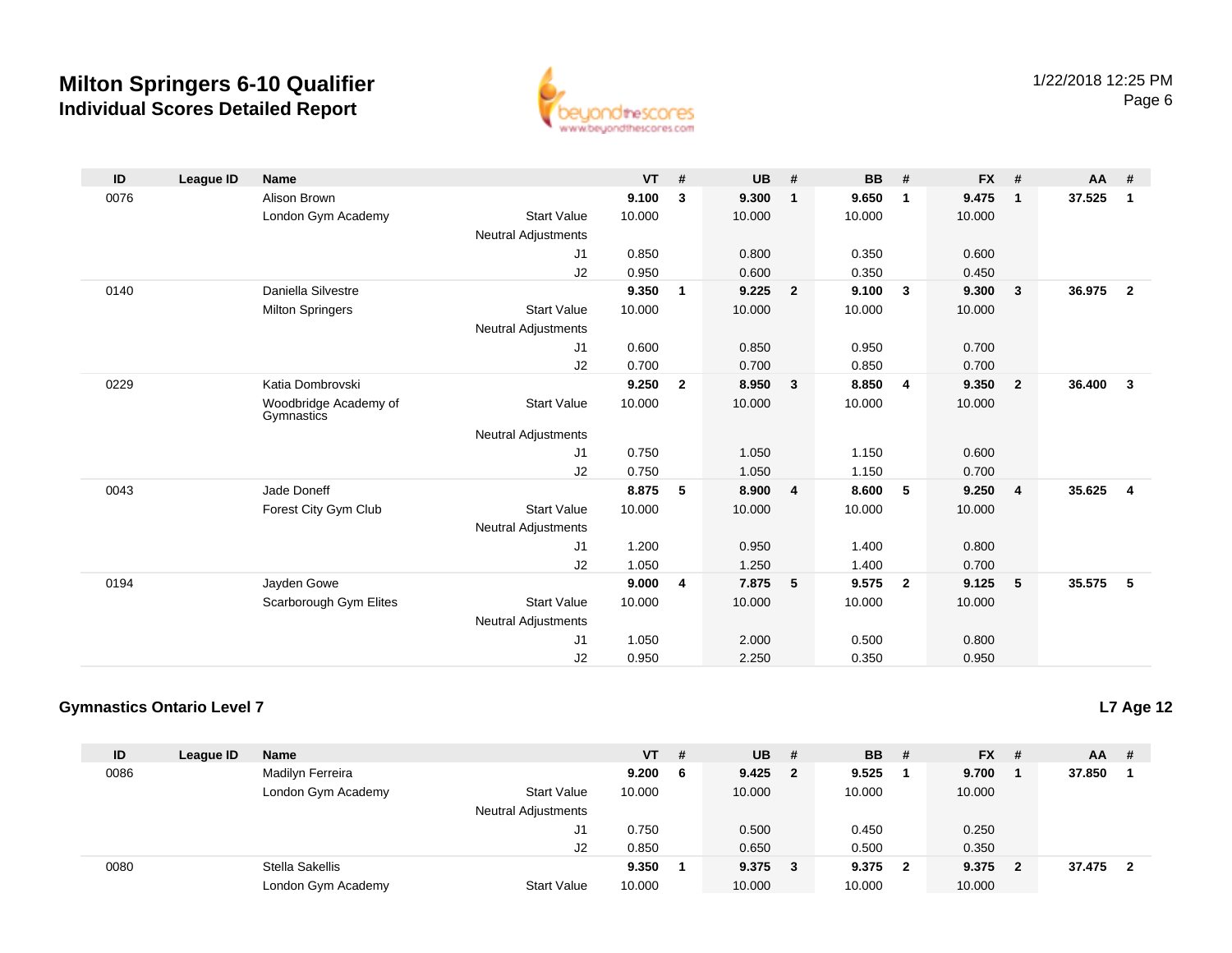# Milton Springers 6-10 Qualifier

## Individual Scores Detailed Report

1/22/2018 12:25 PM

| ID | League ID | Name | | VT | # | UB | # | BB | # | FX | # | AA | # |
|---|---|---|---|---|---|---|---|---|---|---|---|---|---|
| 0076 | | Alison Brown | | **9.100** | **3** | **9.300** | **1** | **9.650** | **1** | **9.475** | **1** | **37.525** | **1** |
| | | London Gym Academy | Start Value | 10.000 | | 10.000 | | 10.000 | | 10.000 | | | |
| | | | Neutral Adjustments | | | | | | | | | | |
| | | | J1 | 0.850 | | 0.800 | | 0.350 | | 0.600 | | | |
| | | | J2 | 0.950 | | 0.600 | | 0.350 | | 0.450 | | | |
| 0140 | | Daniella Silvestre | | **9.350** | **1** | **9.225** | **2** | **9.100** | **3** | **9.300** | **3** | **36.975** | **2** |
| | | Milton Springers | Start Value | 10.000 | | 10.000 | | 10.000 | | 10.000 | | | |
| | | | Neutral Adjustments | | | | | | | | | | |
| | | | J1 | 0.600 | | 0.850 | | 0.950 | | 0.700 | | | |
| | | | J2 | 0.700 | | 0.700 | | 0.850 | | 0.700 | | | |
| 0229 | | Katia Dombrovski | | **9.250** | **2** | **8.950** | **3** | **8.850** | **4** | **9.350** | **2** | **36.400** | **3** |
| | | Woodbridge Academy of Gymnastics | Start Value | 10.000 | | 10.000 | | 10.000 | | 10.000 | | | |
| | | | Neutral Adjustments | | | | | | | | | | |
| | | | J1 | 0.750 | | 1.050 | | 1.150 | | 0.600 | | | |
| | | | J2 | 0.750 | | 1.050 | | 1.150 | | 0.700 | | | |
| 0043 | | Jade Doneff | | **8.875** | **5** | **8.900** | **4** | **8.600** | **5** | **9.250** | **4** | **35.625** | **4** |
| | | Forest City Gym Club | Start Value | 10.000 | | 10.000 | | 10.000 | | 10.000 | | | |
| | | | Neutral Adjustments | | | | | | | | | | |
| | | | J1 | 1.200 | | 0.950 | | 1.400 | | 0.800 | | | |
| | | | J2 | 1.050 | | 1.250 | | 1.400 | | 0.700 | | | |
| 0194 | | Jayden Gowe | | **9.000** | **4** | **7.875** | **5** | **9.575** | **2** | **9.125** | **5** | **35.575** | **5** |
| | | Scarborough Gym Elites | Start Value | 10.000 | | 10.000 | | 10.000 | | 10.000 | | | |
| | | | Neutral Adjustments | | | | | | | | | | |
| | | | J1 | 1.050 | | 2.000 | | 0.500 | | 0.800 | | | |
| | | | J2 | 0.950 | | 2.250 | | 0.350 | | 0.950 | | | |

### Gymnastics Ontario Level 7

**L7 Age 12**

| ID | League ID | Name | | VT | # | UB | # | BB | # | FX | # | AA | # |
|---|---|---|---|---|---|---|---|---|---|---|---|---|---|
| 0086 | | Madilyn Ferreira | | **9.200** | **6** | **9.425** | **2** | **9.525** | **1** | **9.700** | **1** | **37.850** | **1** |
| | | London Gym Academy | Start Value | 10.000 | | 10.000 | | 10.000 | | 10.000 | | | |
| | | | Neutral Adjustments | | | | | | | | | | |
| | | | J1 | 0.750 | | 0.500 | | 0.450 | | 0.250 | | | |
| | | | J2 | 0.850 | | 0.650 | | 0.500 | | 0.350 | | | |
| 0080 | | Stella Sakellis | | **9.350** | **1** | **9.375** | **3** | **9.375** | **2** | **9.375** | **2** | **37.475** | **2** |
| | | London Gym Academy | Start Value | 10.000 | | 10.000 | | 10.000 | | 10.000 | | | |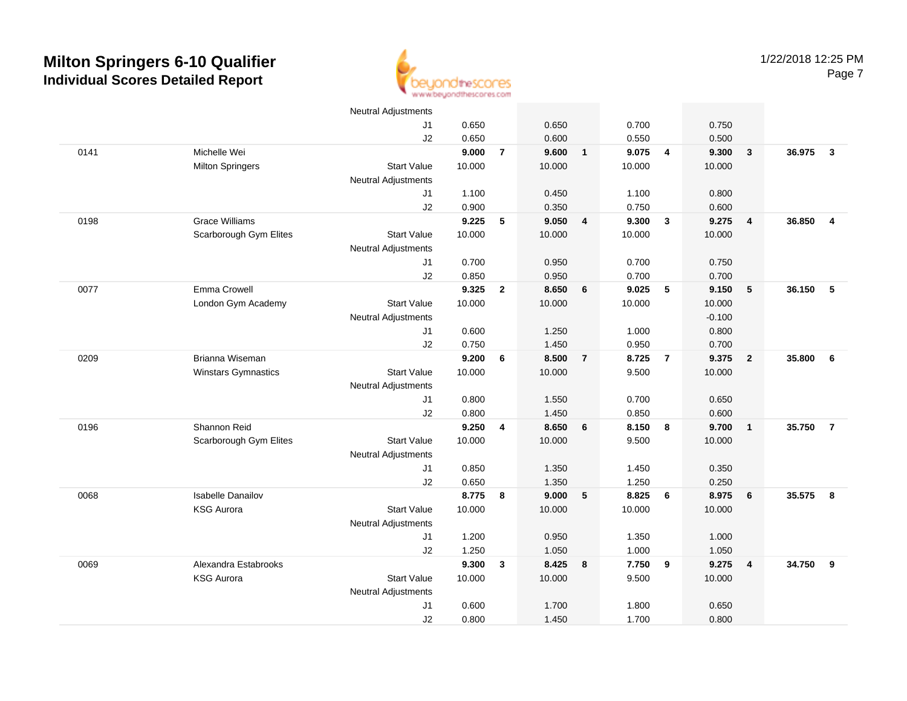# Milton Springers 6-10 Qualifier
## Individual Scores Detailed Report

| | | | | | | | | | | | | |
|---|---|---|---|---|---|---|---|---|---|---|---|---|
| | | Neutral Adjustments | | | | | | | | | | |
| | | J1 | 0.650 | | 0.650 | | 0.700 | | 0.750 | | | |
| | | J2 | 0.650 | | 0.600 | | 0.550 | | 0.500 | | | |
| 0141 | Michelle Wei | | **9.000** | **7** | **9.600** | **1** | **9.075** | **4** | **9.300** | **3** | **36.975** | **3** |
| | Milton Springers | Start Value | 10.000 | | 10.000 | | 10.000 | | 10.000 | | | |
| | | Neutral Adjustments | | | | | | | | | | |
| | | J1 | 1.100 | | 0.450 | | 1.100 | | 0.800 | | | |
| | | J2 | 0.900 | | 0.350 | | 0.750 | | 0.600 | | | |
| 0198 | Grace Williams | | **9.225** | **5** | **9.050** | **4** | **9.300** | **3** | **9.275** | **4** | **36.850** | **4** |
| | Scarborough Gym Elites | Start Value | 10.000 | | 10.000 | | 10.000 | | 10.000 | | | |
| | | Neutral Adjustments | | | | | | | | | | |
| | | J1 | 0.700 | | 0.950 | | 0.700 | | 0.750 | | | |
| | | J2 | 0.850 | | 0.950 | | 0.700 | | 0.700 | | | |
| 0077 | Emma Crowell | | **9.325** | **2** | **8.650** | **6** | **9.025** | **5** | **9.150** | **5** | **36.150** | **5** |
| | London Gym Academy | Start Value | 10.000 | | 10.000 | | 10.000 | | 10.000 | | | |
| | | Neutral Adjustments | | | | | | | -0.100 | | | |
| | | J1 | 0.600 | | 1.250 | | 1.000 | | 0.800 | | | |
| | | J2 | 0.750 | | 1.450 | | 0.950 | | 0.700 | | | |
| 0209 | Brianna Wiseman | | **9.200** | **6** | **8.500** | **7** | **8.725** | **7** | **9.375** | **2** | **35.800** | **6** |
| | Winstars Gymnastics | Start Value | 10.000 | | 10.000 | | 9.500 | | 10.000 | | | |
| | | Neutral Adjustments | | | | | | | | | | |
| | | J1 | 0.800 | | 1.550 | | 0.700 | | 0.650 | | | |
| | | J2 | 0.800 | | 1.450 | | 0.850 | | 0.600 | | | |
| 0196 | Shannon Reid | | **9.250** | **4** | **8.650** | **6** | **8.150** | **8** | **9.700** | **1** | **35.750** | **7** |
| | Scarborough Gym Elites | Start Value | 10.000 | | 10.000 | | 9.500 | | 10.000 | | | |
| | | Neutral Adjustments | | | | | | | | | | |
| | | J1 | 0.850 | | 1.350 | | 1.450 | | 0.350 | | | |
| | | J2 | 0.650 | | 1.350 | | 1.250 | | 0.250 | | | |
| 0068 | Isabelle Danailov | | **8.775** | **8** | **9.000** | **5** | **8.825** | **6** | **8.975** | **6** | **35.575** | **8** |
| | KSG Aurora | Start Value | 10.000 | | 10.000 | | 10.000 | | 10.000 | | | |
| | | Neutral Adjustments | | | | | | | | | | |
| | | J1 | 1.200 | | 0.950 | | 1.350 | | 1.000 | | | |
| | | J2 | 1.250 | | 1.050 | | 1.000 | | 1.050 | | | |
| 0069 | Alexandra Estabrooks | | **9.300** | **3** | **8.425** | **8** | **7.750** | **9** | **9.275** | **4** | **34.750** | **9** |
| | KSG Aurora | Start Value | 10.000 | | 10.000 | | 9.500 | | 10.000 | | | |
| | | Neutral Adjustments | | | | | | | | | | |
| | | J1 | 0.600 | | 1.700 | | 1.800 | | 0.650 | | | |
| | | J2 | 0.800 | | 1.450 | | 1.700 | | 0.800 | | | |